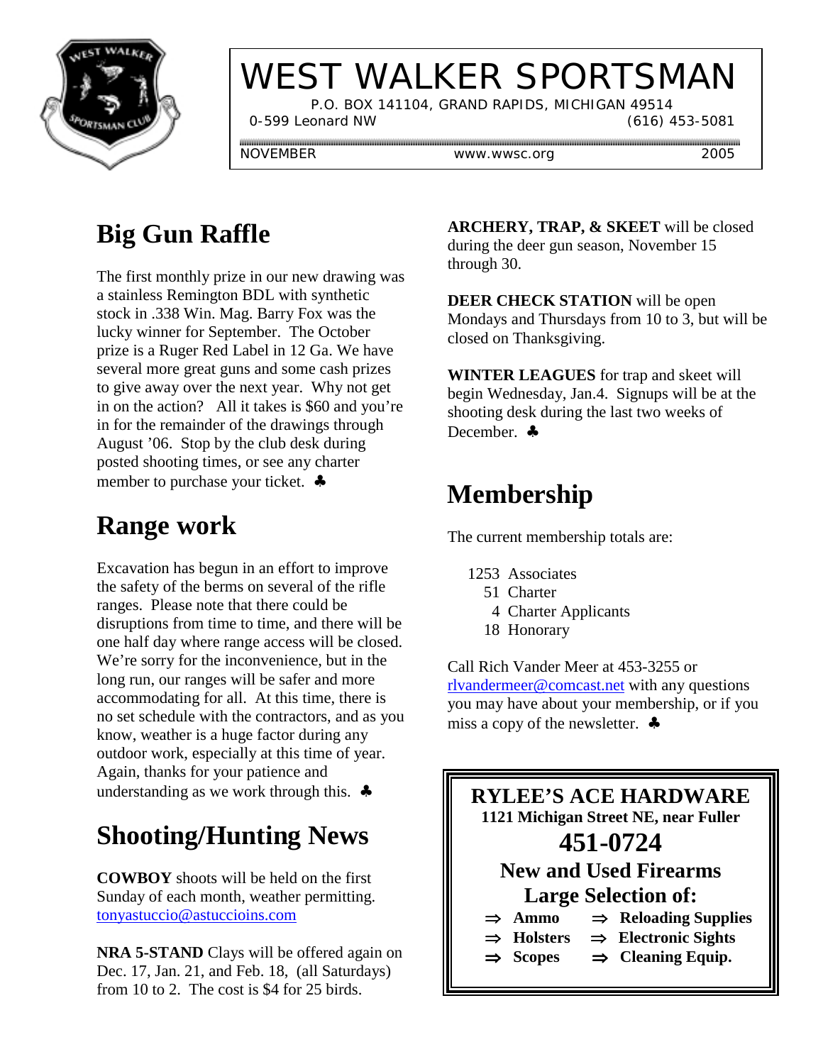# WEST WALKER SPORTSMAN

P.O. BOX 141104, GRAND RAPIDS, MICHIGAN 49514

0-599 Leonard NW (616) 453-5081

NOVEMBER www.wwsc.org 2005

## Big Gun Raffle

The first monthly prize in our new drawing was a stainless Remington BDL with synthetic stock in .338 Win. Mag. Barry Fox was the lucky winner for September. The October prize is a Ruger Red Label in 12 Ga. We have several more great guns and some cash prizes to give away over the next year. Why not get in on the action? All it takes is $60 and you're in for the remainder of the drawings through August '06. Stop by the club desk during posted shooting times, or see any charter member to purchase your ticket. ♣

## Range work

Excavation has begun in an effort to improve the safety of the berms on several of the rifle ranges. Please note that there could be disruptions from time to time, and there will be one half day where range access will be closed. We're sorry for the inconvenience, but in the long run, our ranges will be safer and more accommodating for all. At this time, there is no set schedule with the contractors, and as you know, weather is a huge factor during any outdoor work, especially at this time of year. Again, thanks for your patience and understanding as we work through this. ♣

## Shooting/Hunting News

**COWBOY** shoots will be held on the first Sunday of each month, weather permitting. tonyastuccio@astuccioins.com

**NRA 5-STAND** Clays will be offered again on Dec. 17, Jan. 21, and Feb. 18, (all Saturdays) from 10 to 2. The cost is $4 for 25 birds.

**ARCHERY, TRAP, & SKEET** will be closed during the deer gun season, November 15 through 30.

**DEER CHECK STATION** will be open Mondays and Thursdays from 10 to 3, but will be closed on Thanksgiving.

**WINTER LEAGUES** for trap and skeet will begin Wednesday, Jan.4. Signups will be at the shooting desk during the last two weeks of December. ♣

## Membership

The current membership totals are:

- 1253 Associates
- 51 Charter
- 4 Charter Applicants
- 18 Honorary

Call Rich Vander Meer at 453-3255 or rlvandermeer@comcast.net with any questions you may have about your membership, or if you miss a copy of the newsletter. ♣

**RYLEE'S ACE HARDWARE**
**1121 Michigan Street NE, near Fuller**
**451-0724**
**New and Used Firearms**
**Large Selection of:**

- ⇒ **Ammo**
- ⇒ **Reloading Supplies**
- ⇒ **Holsters**
- ⇒ **Electronic Sights**
- ⇒ **Scopes**
- ⇒ **Cleaning Equip.**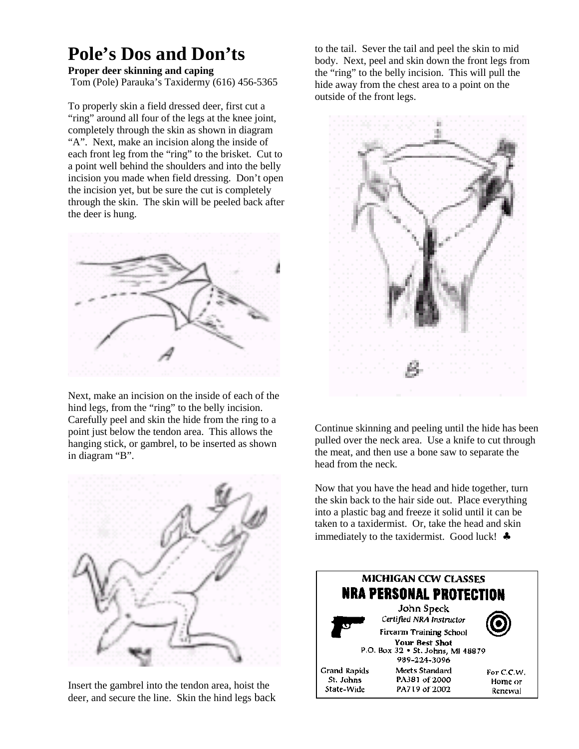# Pole's Dos and Don'ts

**Proper deer skinning and caping**

Tom (Pole) Parauka's Taxidermy (616) 456-5365

To properly skin a field dressed deer, first cut a "ring" around all four of the legs at the knee joint, completely through the skin as shown in diagram "A". Next, make an incision along the inside of each front leg from the "ring" to the brisket. Cut to a point well behind the shoulders and into the belly incision you made when field dressing. Don't open the incision yet, but be sure the cut is completely through the skin. The skin will be peeled back after the deer is hung.

Next, make an incision on the inside of each of the hind legs, from the "ring" to the belly incision. Carefully peel and skin the hide from the ring to a point just below the tendon area. This allows the hanging stick, or gambrel, to be inserted as shown in diagram "B".

Insert the gambrel into the tendon area, hoist the deer, and secure the line. Skin the hind legs back to the tail. Sever the tail and peel the skin to mid body. Next, peel and skin down the front legs from the "ring" to the belly incision. This will pull the hide away from the chest area to a point on the outside of the front legs.

Continue skinning and peeling until the hide has been pulled over the neck area. Use a knife to cut through the meat, and then use a bone saw to separate the head from the neck.

Now that you have the head and hide together, turn the skin back to the hair side out. Place everything into a plastic bag and freeze it solid until it can be taken to a taxidermist. Or, take the head and skin immediately to the taxidermist. Good luck! ♣

**MICHIGAN CCW CLASSES**

**NRA PERSONAL PROTECTION**

John Speck

*Certified NRA Instructor*

Firearm Training School

**Your Best Shot**

P.O. Box 32 • St. Johns, MI 48879

989-224-3096

Grand Rapids
St. Johns
State-Wide

Meets Standard
PA381 of 2000
PA719 of 2002

For C.C.W.
Home or
Renewal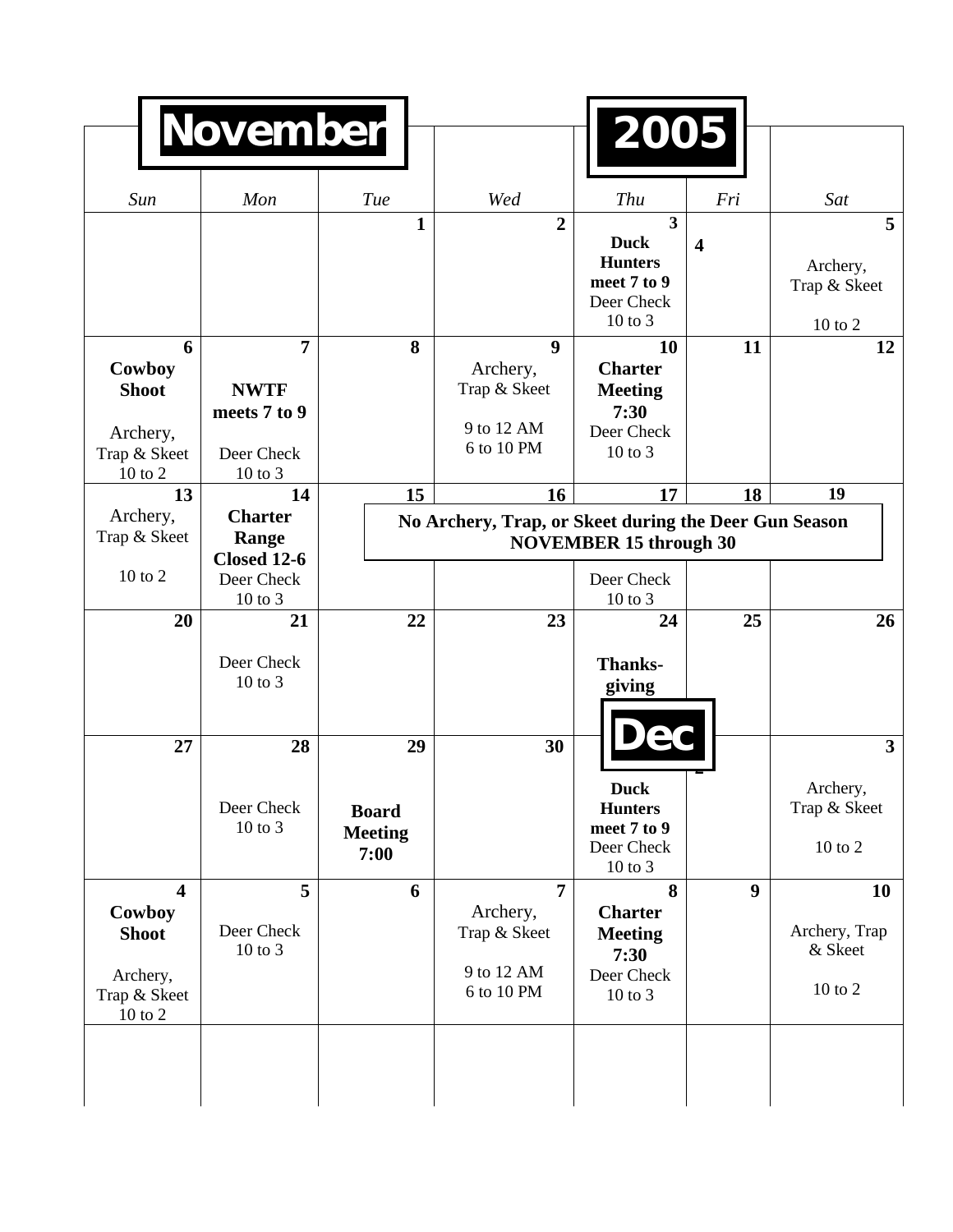# November 2005

| Sun | Mon | Tue | Wed | Thu | Fri | Sat |
|---|---|---|---|---|---|---|
| | | 1 | 2 | 3 **Duck Hunters meet 7 to 9** Deer Check 10 to 3 | 4 | 5 Archery, Trap & Skeet 10 to 2 |
| 6 **Cowboy Shoot** Archery, Trap & Skeet 10 to 2 | 7 **NWTF meets 7 to 9** Deer Check 10 to 3 | 8 | 9 Archery, Trap & Skeet 9 to 12 AM 6 to 10 PM | 10 **Charter Meeting 7:30** Deer Check 10 to 3 | 11 | 12 |
| 13 Archery, Trap & Skeet 10 to 2 | 14 **Charter Range Closed 12-6** Deer Check 10 to 3 | 15 **No Archery, Trap, or Skeet during the Deer Gun Season NOVEMBER 15 through 30** | 16 | 17 Deer Check 10 to 3 | 18 | 19 |
| 20 | 21 Deer Check 10 to 3 | 22 | 23 | 24 **Thanks-giving** | 25 | 26 |
| 27 | 28 Deer Check 10 to 3 | 29 **Board Meeting 7:00** | 30 | **Dec** 1 **Duck Hunters meet 7 to 9** Deer Check 10 to 3 | 2 | 3 Archery, Trap & Skeet 10 to 2 |
| 4 **Cowboy Shoot** Archery, Trap & Skeet 10 to 2 | 5 Deer Check 10 to 3 | 6 | 7 Archery, Trap & Skeet 9 to 12 AM 6 to 10 PM | 8 **Charter Meeting 7:30** Deer Check 10 to 3 | 9 | 10 Archery, Trap & Skeet 10 to 2 |
| | | | | | | |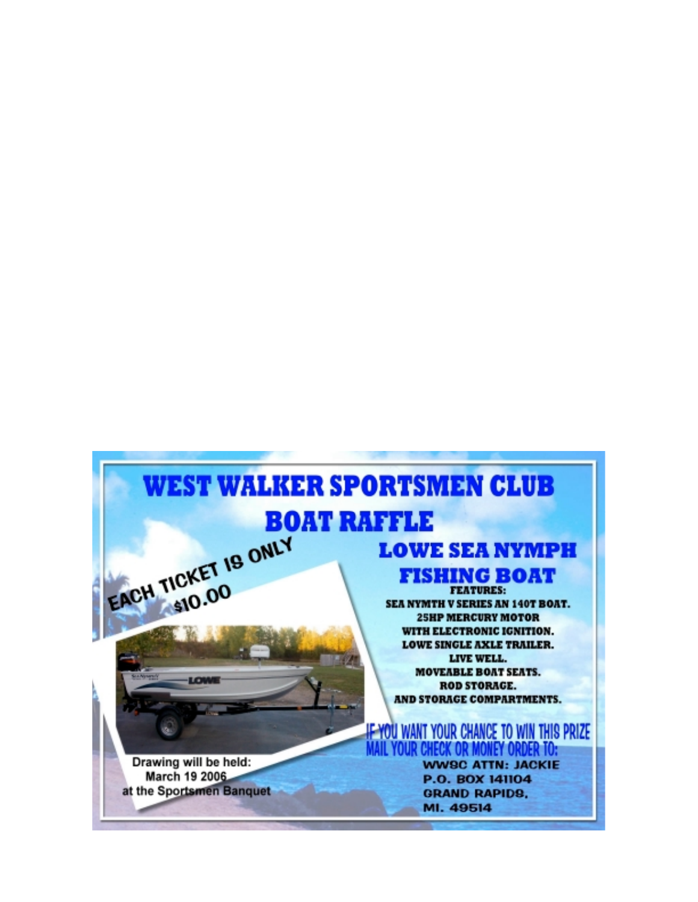# WEST WALKER SPORTSMEN CLUB BOAT RAFFLE

EACH TICKET IS ONLY $10.00

## LOWE SEA NYMPH FISHING BOAT

**FEATURES:**

SEA NYMTH V SERIES AN 140T BOAT.
25HP MERCURY MOTOR
WITH ELECTRONIC IGNITION.
LOWE SINGLE AXLE TRAILER.
LIVE WELL.
MOVEABLE BOAT SEATS.
ROD STORAGE.
AND STORAGE COMPARTMENTS.

Drawing will be held:
March 19 2006
at the Sportsmen Banquet

IF YOU WANT YOUR CHANCE TO WIN THIS PRIZE MAIL YOUR CHECK OR MONEY ORDER TO:

WWSC ATTN: JACKIE
P.O. BOX 141104
GRAND RAPIDS,
MI. 49514